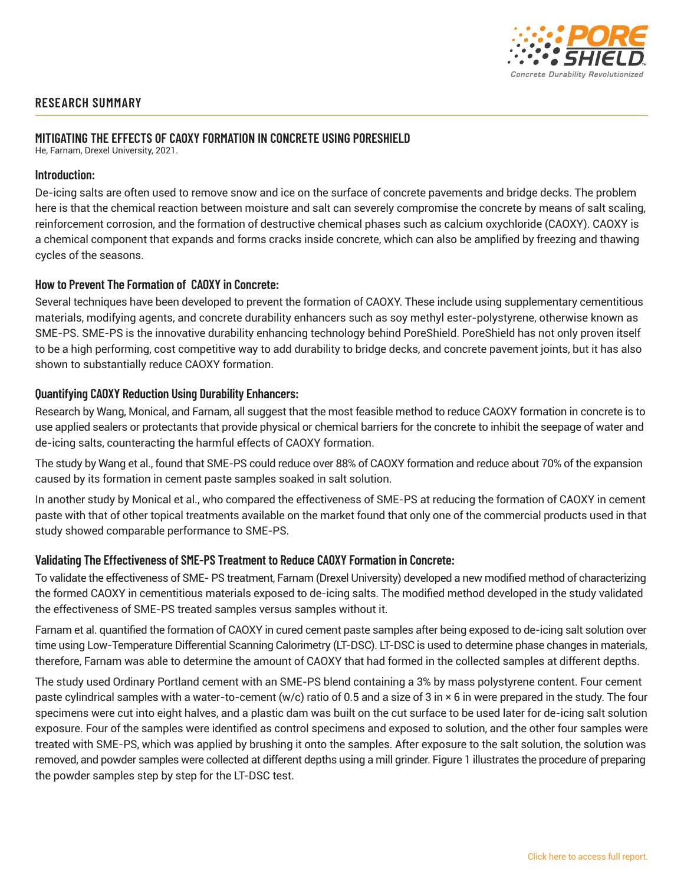# RESEARCH SUMMARY

## MITIGATING THE EFFECTS OF CAOXY FORMATION IN CONCRETE USING PORESHIELD

He, Farnam, Drexel University, 2021.

### Introduction:

De-icing salts are often used to remove snow and ice on the surface of concrete pavements and bridge decks. The problem here is that the chemical reaction between moisture and salt can severely compromise the concrete by means of salt scaling, reinforcement corrosion, and the formation of destructive chemical phases such as calcium oxychloride (CAOXY). CAOXY is a chemical component that expands and forms cracks inside concrete, which can also be amplified by freezing and thawing cycles of the seasons.

### How to Prevent The Formation of CAOXY in Concrete:

Several techniques have been developed to prevent the formation of CAOXY. These include using supplementary cementitious materials, modifying agents, and concrete durability enhancers such as soy methyl ester-polystyrene, otherwise known as SME-PS. SME-PS is the innovative durability enhancing technology behind PoreShield. PoreShield has not only proven itself to be a high performing, cost competitive way to add durability to bridge decks, and concrete pavement joints, but it has also shown to substantially reduce CAOXY formation.

### Quantifying CAOXY Reduction Using Durability Enhancers:

Research by Wang, Monical, and Farnam, all suggest that the most feasible method to reduce CAOXY formation in concrete is to use applied sealers or protectants that provide physical or chemical barriers for the concrete to inhibit the seepage of water and de-icing salts, counteracting the harmful effects of CAOXY formation.

The study by Wang et al., found that SME-PS could reduce over 88% of CAOXY formation and reduce about 70% of the expansion caused by its formation in cement paste samples soaked in salt solution.

In another study by Monical et al., who compared the effectiveness of SME-PS at reducing the formation of CAOXY in cement paste with that of other topical treatments available on the market found that only one of the commercial products used in that study showed comparable performance to SME-PS.

### Validating The Effectiveness of SME-PS Treatment to Reduce CAOXY Formation in Concrete:

To validate the effectiveness of SME- PS treatment, Farnam (Drexel University) developed a new modified method of characterizing the formed CAOXY in cementitious materials exposed to de-icing salts. The modified method developed in the study validated the effectiveness of SME-PS treated samples versus samples without it.

Farnam et al. quantified the formation of CAOXY in cured cement paste samples after being exposed to de-icing salt solution over time using Low-Temperature Differential Scanning Calorimetry (LT-DSC). LT-DSC is used to determine phase changes in materials, therefore, Farnam was able to determine the amount of CAOXY that had formed in the collected samples at different depths.

The study used Ordinary Portland cement with an SME-PS blend containing a 3% by mass polystyrene content. Four cement paste cylindrical samples with a water-to-cement (w/c) ratio of 0.5 and a size of 3 in × 6 in were prepared in the study. The four specimens were cut into eight halves, and a plastic dam was built on the cut surface to be used later for de-icing salt solution exposure. Four of the samples were identified as control specimens and exposed to solution, and the other four samples were treated with SME-PS, which was applied by brushing it onto the samples. After exposure to the salt solution, the solution was removed, and powder samples were collected at different depths using a mill grinder. Figure 1 illustrates the procedure of preparing the powder samples step by step for the LT-DSC test.

Click here to access full report.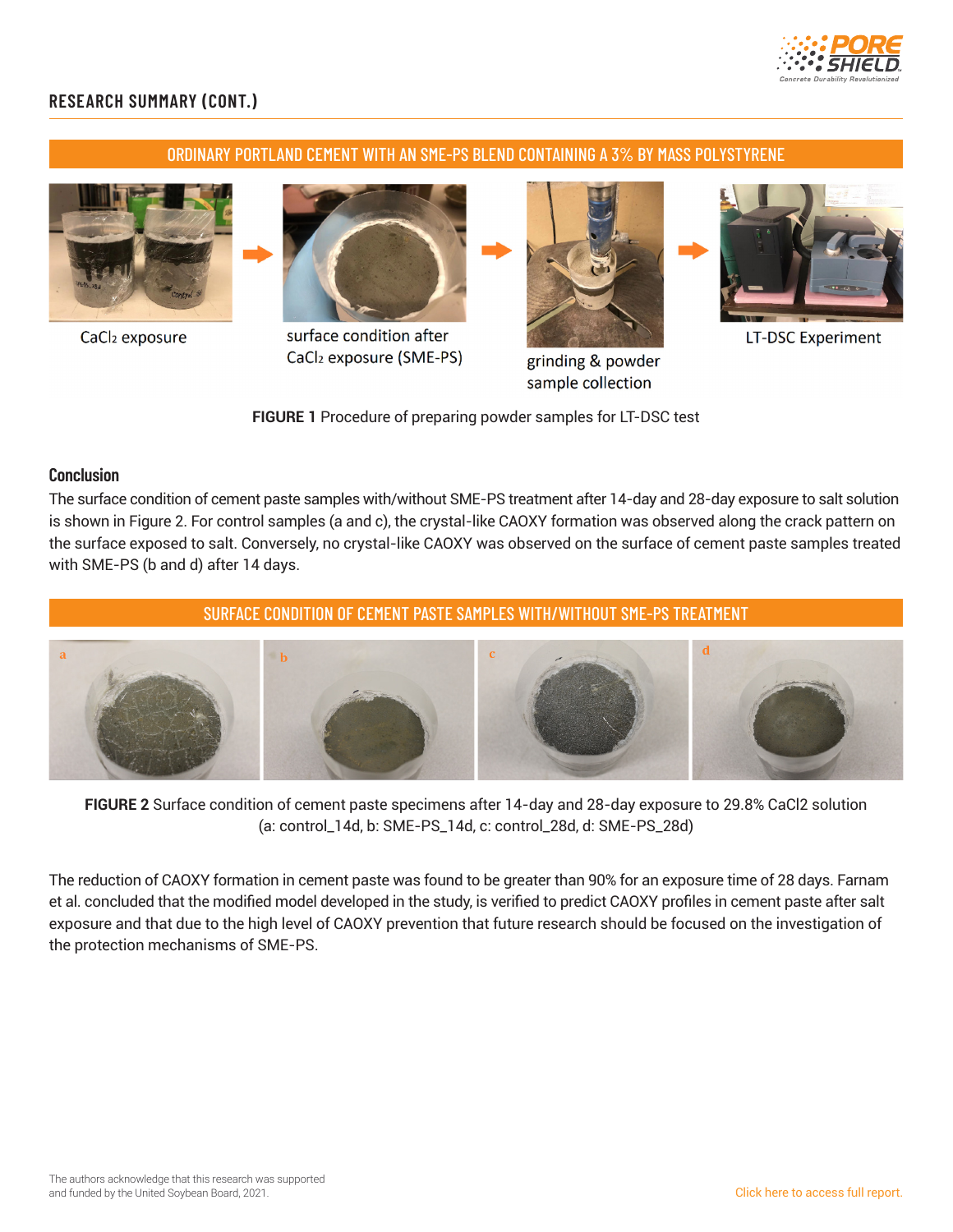## RESEARCH SUMMARY (CONT.)

### ORDINARY PORTLAND CEMENT WITH AN SME-PS BLEND CONTAINING A 3% BY MASS POLYSTYRENE

$CaCl_2$ exposure

surface condition after $CaCl_2$ exposure (SME-PS)

grinding & powder sample collection

LT-DSC Experiment

**FIGURE 1** Procedure of preparing powder samples for LT-DSC test

### Conclusion

The surface condition of cement paste samples with/without SME-PS treatment after 14-day and 28-day exposure to salt solution is shown in Figure 2. For control samples (a and c), the crystal-like CAOXY formation was observed along the crack pattern on the surface exposed to salt. Conversely, no crystal-like CAOXY was observed on the surface of cement paste samples treated with SME-PS (b and d) after 14 days.

### SURFACE CONDITION OF CEMENT PASTE SAMPLES WITH/WITHOUT SME-PS TREATMENT

a

b

c

d

**FIGURE 2** Surface condition of cement paste specimens after 14-day and 28-day exposure to 29.8% CaCl2 solution (a: control_14d, b: SME-PS_14d, c: control_28d, d: SME-PS_28d)

The reduction of CAOXY formation in cement paste was found to be greater than 90% for an exposure time of 28 days. Farnam et al. concluded that the modified model developed in the study, is verified to predict CAOXY profiles in cement paste after salt exposure and that due to the high level of CAOXY prevention that future research should be focused on the investigation of the protection mechanisms of SME-PS.

The authors acknowledge that this research was supported and funded by the United Soybean Board, 2021.

Click here to access full report.